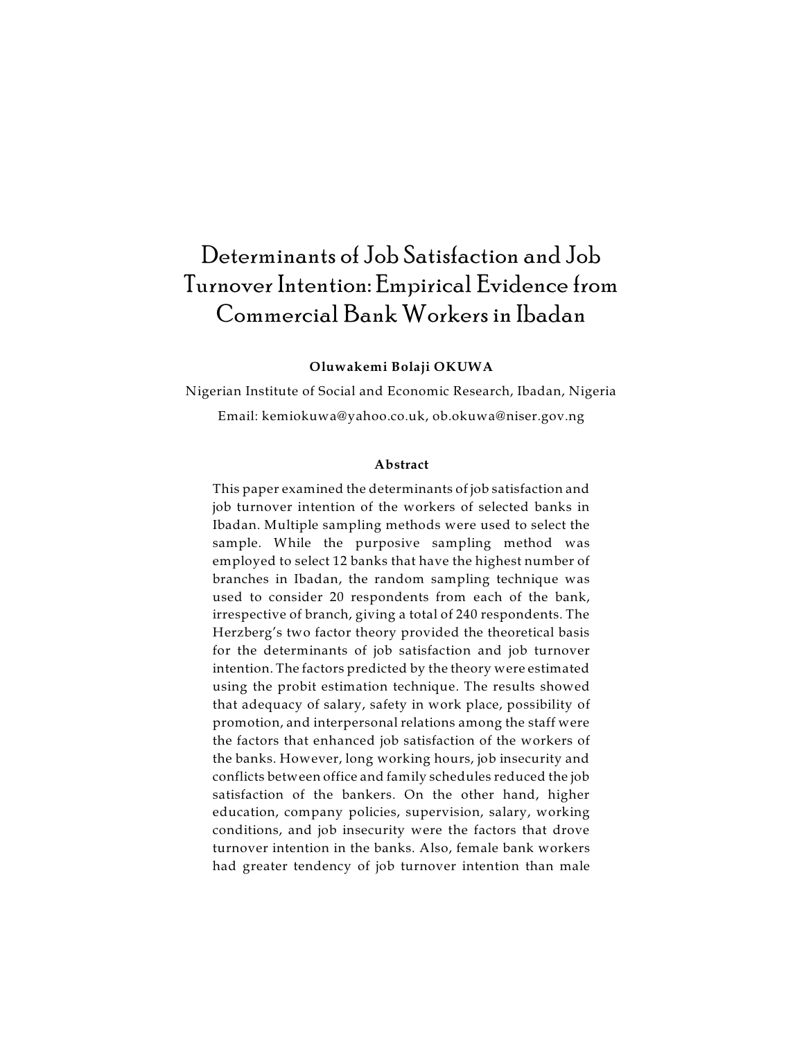# Determinants of Job Satisfaction and Job Turnover Intention: Empirical Evidence from Commercial Bank Workers in Ibadan

**Oluwakemi Bolaji OKUWA**

Nigerian Institute of Social and Economic Research, Ibadan, Nigeria

Email: kemiokuwa@yahoo.co.uk, ob.okuwa@niser.gov.ng

### Abstract

This paper examined the determinants of job satisfaction and job turnover intention of the workers of selected banks in Ibadan. Multiple sampling methods were used to select the sample. While the purposive sampling method was employed to select 12 banks that have the highest number of branches in Ibadan, the random sampling technique was used to consider 20 respondents from each of the bank, irrespective of branch, giving a total of 240 respondents. The Herzberg's two factor theory provided the theoretical basis for the determinants of job satisfaction and job turnover intention. The factors predicted by the theory were estimated using the probit estimation technique. The results showed that adequacy of salary, safety in work place, possibility of promotion, and interpersonal relations among the staff were the factors that enhanced job satisfaction of the workers of the banks. However, long working hours, job insecurity and conflicts between office and family schedules reduced the job satisfaction of the bankers. On the other hand, higher education, company policies, supervision, salary, working conditions, and job insecurity were the factors that drove turnover intention in the banks. Also, female bank workers had greater tendency of job turnover intention than male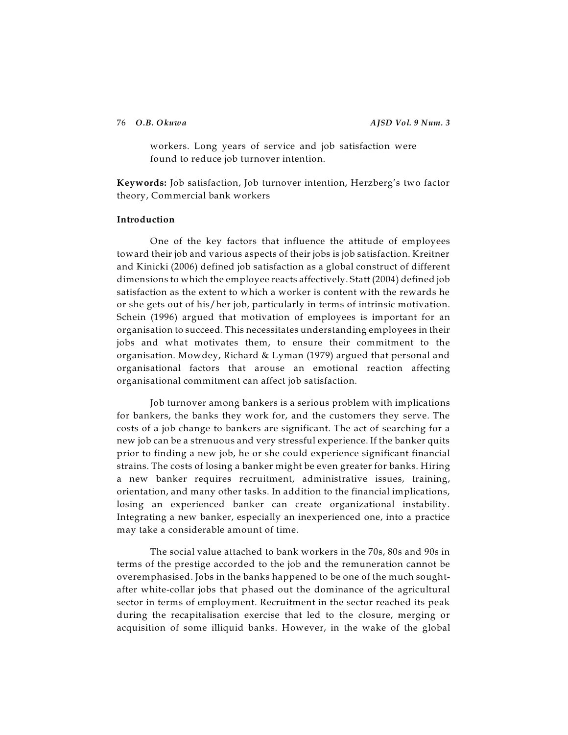workers. Long years of service and job satisfaction were found to reduce job turnover intention.

**Keywords:** Job satisfaction, Job turnover intention, Herzberg's two factor theory, Commercial bank workers

## Introduction

One of the key factors that influence the attitude of employees toward their job and various aspects of their jobs is job satisfaction. Kreitner and Kinicki (2006) defined job satisfaction as a global construct of different dimensions to which the employee reacts affectively. Statt (2004) defined job satisfaction as the extent to which a worker is content with the rewards he or she gets out of his/her job, particularly in terms of intrinsic motivation. Schein (1996) argued that motivation of employees is important for an organisation to succeed. This necessitates understanding employees in their jobs and what motivates them, to ensure their commitment to the organisation. Mowdey, Richard & Lyman (1979) argued that personal and organisational factors that arouse an emotional reaction affecting organisational commitment can affect job satisfaction.

Job turnover among bankers is a serious problem with implications for bankers, the banks they work for, and the customers they serve. The costs of a job change to bankers are significant. The act of searching for a new job can be a strenuous and very stressful experience. If the banker quits prior to finding a new job, he or she could experience significant financial strains. The costs of losing a banker might be even greater for banks. Hiring a new banker requires recruitment, administrative issues, training, orientation, and many other tasks. In addition to the financial implications, losing an experienced banker can create organizational instability. Integrating a new banker, especially an inexperienced one, into a practice may take a considerable amount of time.

The social value attached to bank workers in the 70s, 80s and 90s in terms of the prestige accorded to the job and the remuneration cannot be overemphasised. Jobs in the banks happened to be one of the much sought-after white-collar jobs that phased out the dominance of the agricultural sector in terms of employment. Recruitment in the sector reached its peak during the recapitalisation exercise that led to the closure, merging or acquisition of some illiquid banks. However, in the wake of the global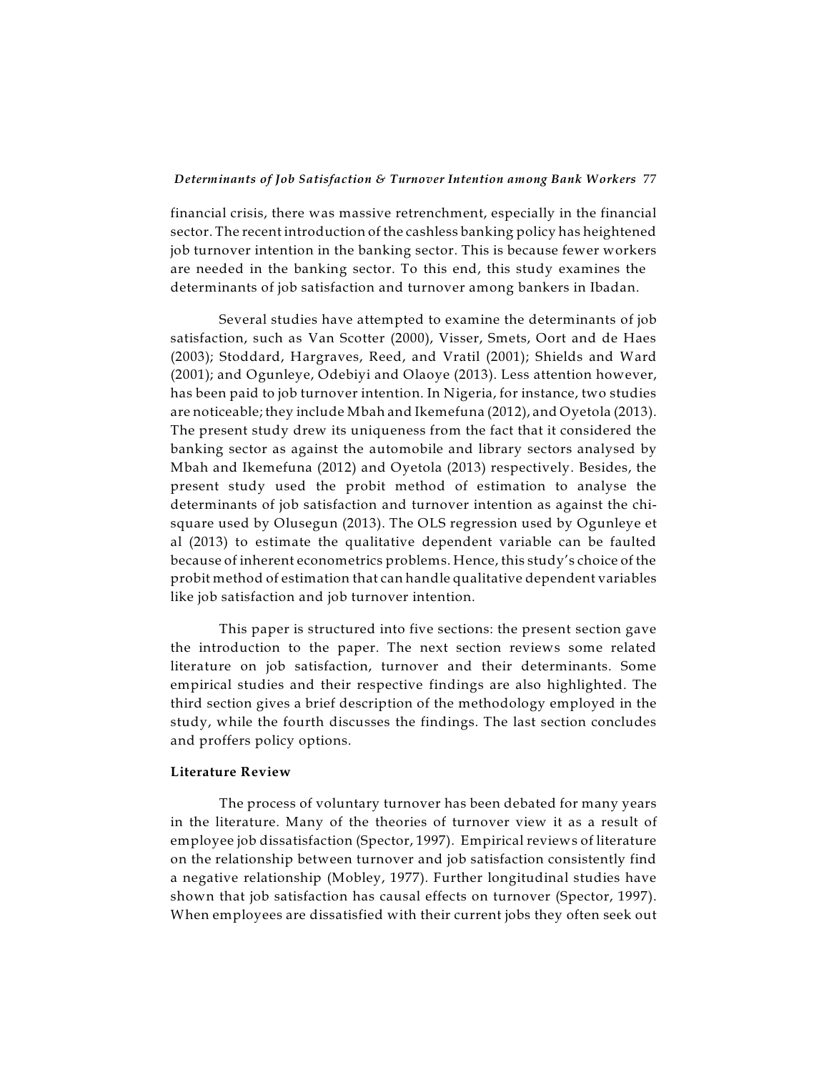financial crisis, there was massive retrenchment, especially in the financial sector. The recent introduction of the cashless banking policy has heightened job turnover intention in the banking sector. This is because fewer workers are needed in the banking sector. To this end, this study examines the determinants of job satisfaction and turnover among bankers in Ibadan.

Several studies have attempted to examine the determinants of job satisfaction, such as Van Scotter (2000), Visser, Smets, Oort and de Haes (2003); Stoddard, Hargraves, Reed, and Vratil (2001); Shields and Ward (2001); and Ogunleye, Odebiyi and Olaoye (2013). Less attention however, has been paid to job turnover intention. In Nigeria, for instance, two studies are noticeable; they include Mbah and Ikemefuna (2012), and Oyetola (2013). The present study drew its uniqueness from the fact that it considered the banking sector as against the automobile and library sectors analysed by Mbah and Ikemefuna (2012) and Oyetola (2013) respectively. Besides, the present study used the probit method of estimation to analyse the determinants of job satisfaction and turnover intention as against the chi-square used by Olusegun (2013). The OLS regression used by Ogunleye et al (2013) to estimate the qualitative dependent variable can be faulted because of inherent econometrics problems. Hence, this study's choice of the probit method of estimation that can handle qualitative dependent variables like job satisfaction and job turnover intention.

This paper is structured into five sections: the present section gave the introduction to the paper. The next section reviews some related literature on job satisfaction, turnover and their determinants. Some empirical studies and their respective findings are also highlighted. The third section gives a brief description of the methodology employed in the study, while the fourth discusses the findings. The last section concludes and proffers policy options.

## Literature Review

The process of voluntary turnover has been debated for many years in the literature. Many of the theories of turnover view it as a result of employee job dissatisfaction (Spector, 1997). Empirical reviews of literature on the relationship between turnover and job satisfaction consistently find a negative relationship (Mobley, 1977). Further longitudinal studies have shown that job satisfaction has causal effects on turnover (Spector, 1997). When employees are dissatisfied with their current jobs they often seek out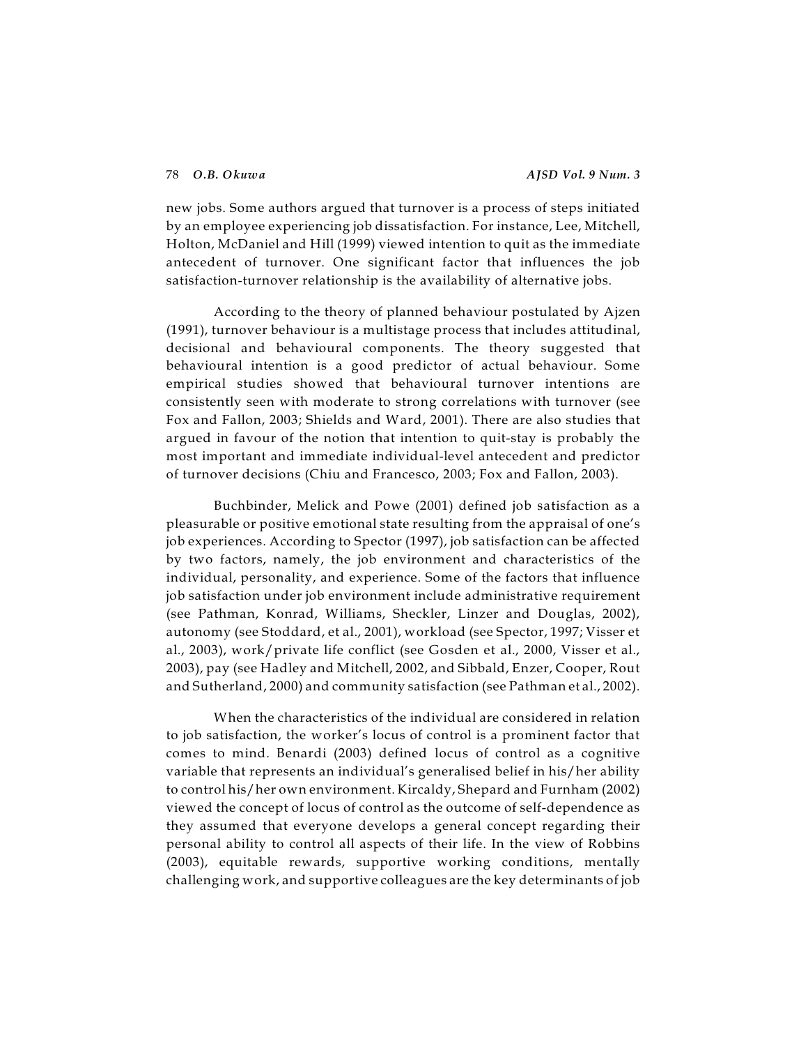new jobs. Some authors argued that turnover is a process of steps initiated by an employee experiencing job dissatisfaction. For instance, Lee, Mitchell, Holton, McDaniel and Hill (1999) viewed intention to quit as the immediate antecedent of turnover. One significant factor that influences the job satisfaction-turnover relationship is the availability of alternative jobs.

According to the theory of planned behaviour postulated by Ajzen (1991), turnover behaviour is a multistage process that includes attitudinal, decisional and behavioural components. The theory suggested that behavioural intention is a good predictor of actual behaviour. Some empirical studies showed that behavioural turnover intentions are consistently seen with moderate to strong correlations with turnover (see Fox and Fallon, 2003; Shields and Ward, 2001). There are also studies that argued in favour of the notion that intention to quit-stay is probably the most important and immediate individual-level antecedent and predictor of turnover decisions (Chiu and Francesco, 2003; Fox and Fallon, 2003).

Buchbinder, Melick and Powe (2001) defined job satisfaction as a pleasurable or positive emotional state resulting from the appraisal of one's job experiences. According to Spector (1997), job satisfaction can be affected by two factors, namely, the job environment and characteristics of the individual, personality, and experience. Some of the factors that influence job satisfaction under job environment include administrative requirement (see Pathman, Konrad, Williams, Sheckler, Linzer and Douglas, 2002), autonomy (see Stoddard, et al., 2001), workload (see Spector, 1997; Visser et al., 2003), work/private life conflict (see Gosden et al., 2000, Visser et al., 2003), pay (see Hadley and Mitchell, 2002, and Sibbald, Enzer, Cooper, Rout and Sutherland, 2000) and community satisfaction (see Pathman et al., 2002).

When the characteristics of the individual are considered in relation to job satisfaction, the worker's locus of control is a prominent factor that comes to mind. Benardi (2003) defined locus of control as a cognitive variable that represents an individual's generalised belief in his/her ability to control his/her own environment. Kircaldy, Shepard and Furnham (2002) viewed the concept of locus of control as the outcome of self-dependence as they assumed that everyone develops a general concept regarding their personal ability to control all aspects of their life. In the view of Robbins (2003), equitable rewards, supportive working conditions, mentally challenging work, and supportive colleagues are the key determinants of job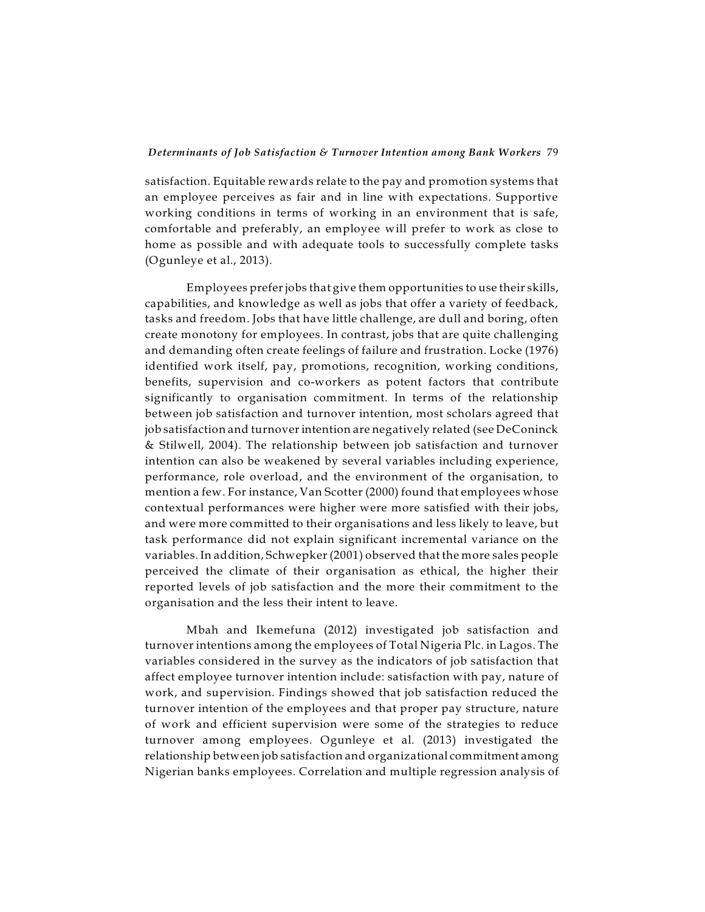satisfaction. Equitable rewards relate to the pay and promotion systems that an employee perceives as fair and in line with expectations. Supportive working conditions in terms of working in an environment that is safe, comfortable and preferably, an employee will prefer to work as close to home as possible and with adequate tools to successfully complete tasks (Ogunleye et al., 2013).

Employees prefer jobs that give them opportunities to use their skills, capabilities, and knowledge as well as jobs that offer a variety of feedback, tasks and freedom. Jobs that have little challenge, are dull and boring, often create monotony for employees. In contrast, jobs that are quite challenging and demanding often create feelings of failure and frustration. Locke (1976) identified work itself, pay, promotions, recognition, working conditions, benefits, supervision and co-workers as potent factors that contribute significantly to organisation commitment. In terms of the relationship between job satisfaction and turnover intention, most scholars agreed that job satisfaction and turnover intention are negatively related (see DeConinck & Stilwell, 2004). The relationship between job satisfaction and turnover intention can also be weakened by several variables including experience, performance, role overload, and the environment of the organisation, to mention a few. For instance, Van Scotter (2000) found that employees whose contextual performances were higher were more satisfied with their jobs, and were more committed to their organisations and less likely to leave, but task performance did not explain significant incremental variance on the variables. In addition, Schwepker (2001) observed that the more sales people perceived the climate of their organisation as ethical, the higher their reported levels of job satisfaction and the more their commitment to the organisation and the less their intent to leave.

Mbah and Ikemefuna (2012) investigated job satisfaction and turnover intentions among the employees of Total Nigeria Plc. in Lagos. The variables considered in the survey as the indicators of job satisfaction that affect employee turnover intention include: satisfaction with pay, nature of work, and supervision. Findings showed that job satisfaction reduced the turnover intention of the employees and that proper pay structure, nature of work and efficient supervision were some of the strategies to reduce turnover among employees. Ogunleye et al. (2013) investigated the relationship between job satisfaction and organizational commitment among Nigerian banks employees. Correlation and multiple regression analysis of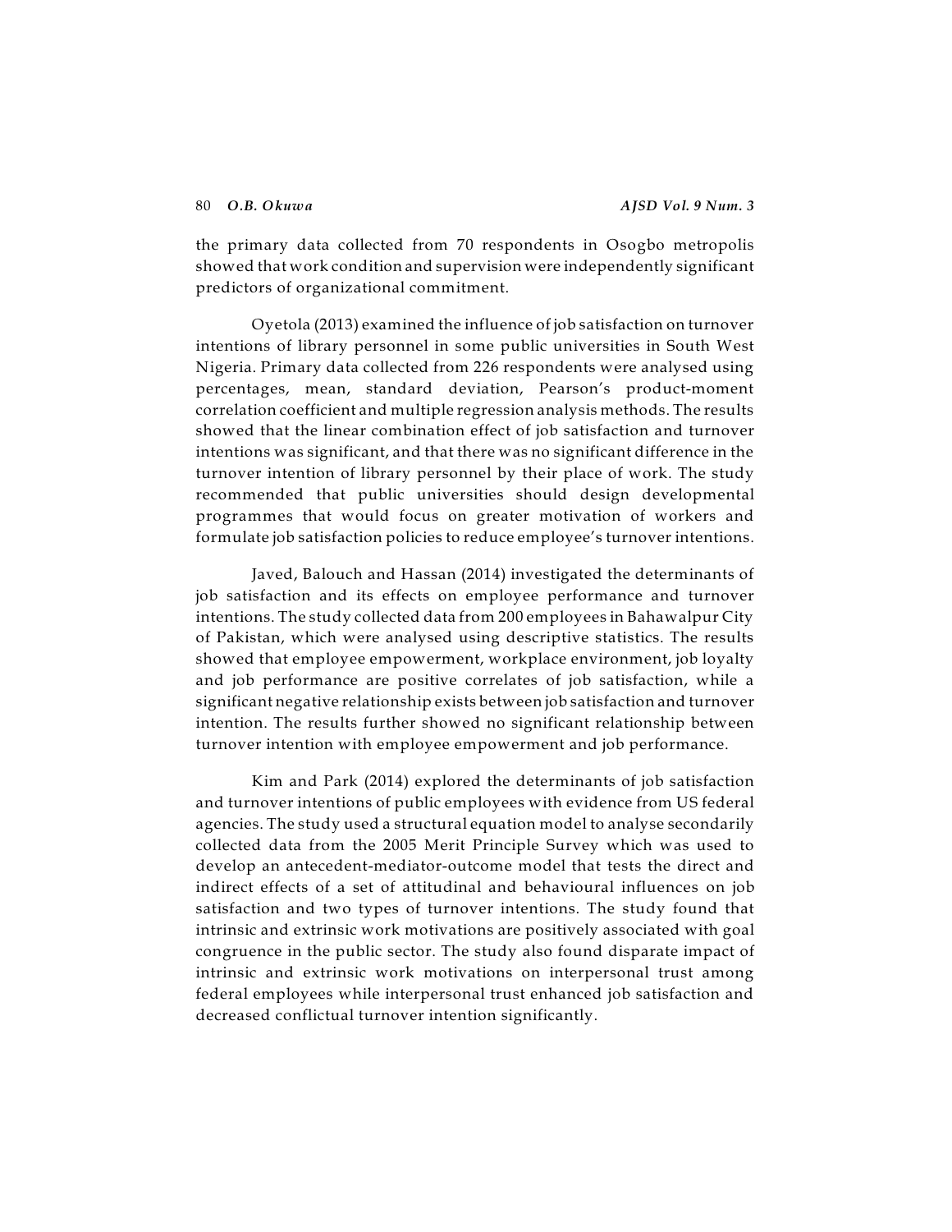the primary data collected from 70 respondents in Osogbo metropolis showed that work condition and supervision were independently significant predictors of organizational commitment.

Oyetola (2013) examined the influence of job satisfaction on turnover intentions of library personnel in some public universities in South West Nigeria. Primary data collected from 226 respondents were analysed using percentages, mean, standard deviation, Pearson's product-moment correlation coefficient and multiple regression analysis methods. The results showed that the linear combination effect of job satisfaction and turnover intentions was significant, and that there was no significant difference in the turnover intention of library personnel by their place of work. The study recommended that public universities should design developmental programmes that would focus on greater motivation of workers and formulate job satisfaction policies to reduce employee's turnover intentions.

Javed, Balouch and Hassan (2014) investigated the determinants of job satisfaction and its effects on employee performance and turnover intentions. The study collected data from 200 employees in Bahawalpur City of Pakistan, which were analysed using descriptive statistics. The results showed that employee empowerment, workplace environment, job loyalty and job performance are positive correlates of job satisfaction, while a significant negative relationship exists between job satisfaction and turnover intention. The results further showed no significant relationship between turnover intention with employee empowerment and job performance.

Kim and Park (2014) explored the determinants of job satisfaction and turnover intentions of public employees with evidence from US federal agencies. The study used a structural equation model to analyse secondarily collected data from the 2005 Merit Principle Survey which was used to develop an antecedent-mediator-outcome model that tests the direct and indirect effects of a set of attitudinal and behavioural influences on job satisfaction and two types of turnover intentions. The study found that intrinsic and extrinsic work motivations are positively associated with goal congruence in the public sector. The study also found disparate impact of intrinsic and extrinsic work motivations on interpersonal trust among federal employees while interpersonal trust enhanced job satisfaction and decreased conflictual turnover intention significantly.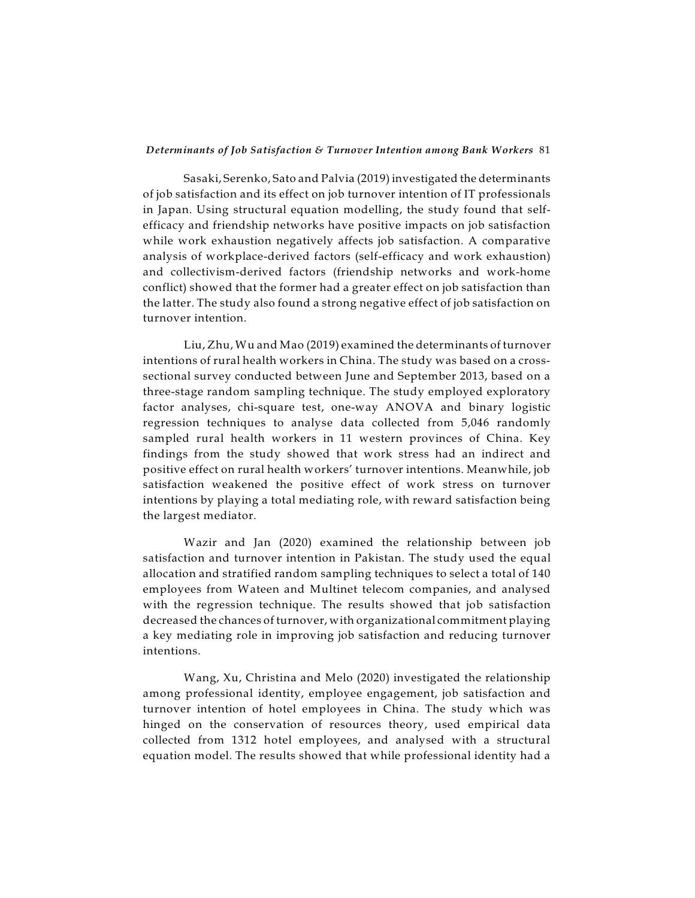Sasaki, Serenko, Sato and Palvia (2019) investigated the determinants of job satisfaction and its effect on job turnover intention of IT professionals in Japan. Using structural equation modelling, the study found that self-efficacy and friendship networks have positive impacts on job satisfaction while work exhaustion negatively affects job satisfaction. A comparative analysis of workplace-derived factors (self-efficacy and work exhaustion) and collectivism-derived factors (friendship networks and work-home conflict) showed that the former had a greater effect on job satisfaction than the latter. The study also found a strong negative effect of job satisfaction on turnover intention.

Liu, Zhu, Wu and Mao (2019) examined the determinants of turnover intentions of rural health workers in China. The study was based on a cross-sectional survey conducted between June and September 2013, based on a three-stage random sampling technique. The study employed exploratory factor analyses, chi-square test, one-way ANOVA and binary logistic regression techniques to analyse data collected from 5,046 randomly sampled rural health workers in 11 western provinces of China. Key findings from the study showed that work stress had an indirect and positive effect on rural health workers' turnover intentions. Meanwhile, job satisfaction weakened the positive effect of work stress on turnover intentions by playing a total mediating role, with reward satisfaction being the largest mediator.

Wazir and Jan (2020) examined the relationship between job satisfaction and turnover intention in Pakistan. The study used the equal allocation and stratified random sampling techniques to select a total of 140 employees from Wateen and Multinet telecom companies, and analysed with the regression technique. The results showed that job satisfaction decreased the chances of turnover, with organizational commitment playing a key mediating role in improving job satisfaction and reducing turnover intentions.

Wang, Xu, Christina and Melo (2020) investigated the relationship among professional identity, employee engagement, job satisfaction and turnover intention of hotel employees in China. The study which was hinged on the conservation of resources theory, used empirical data collected from 1312 hotel employees, and analysed with a structural equation model. The results showed that while professional identity had a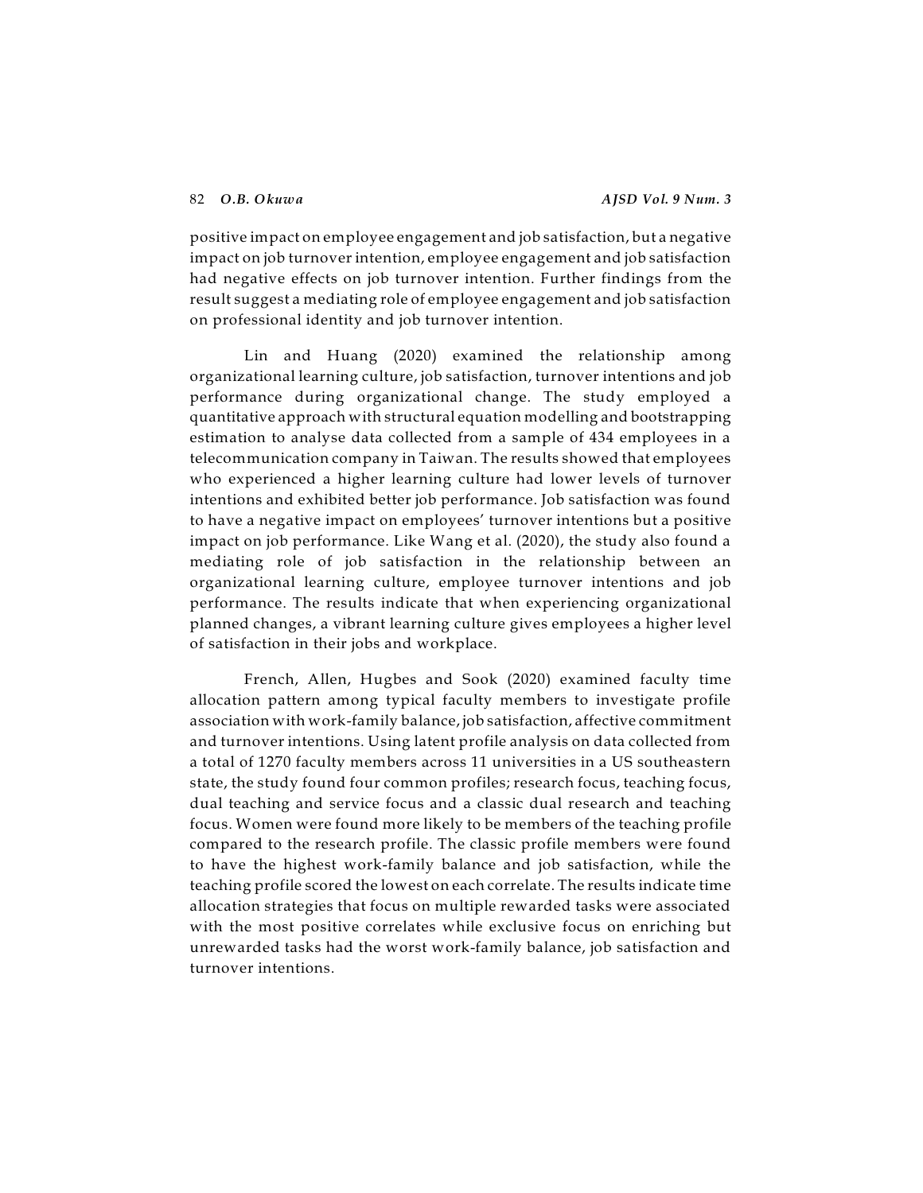positive impact on employee engagement and job satisfaction, but a negative impact on job turnover intention, employee engagement and job satisfaction had negative effects on job turnover intention. Further findings from the result suggest a mediating role of employee engagement and job satisfaction on professional identity and job turnover intention.

Lin and Huang (2020) examined the relationship among organizational learning culture, job satisfaction, turnover intentions and job performance during organizational change. The study employed a quantitative approach with structural equation modelling and bootstrapping estimation to analyse data collected from a sample of 434 employees in a telecommunication company in Taiwan. The results showed that employees who experienced a higher learning culture had lower levels of turnover intentions and exhibited better job performance. Job satisfaction was found to have a negative impact on employees' turnover intentions but a positive impact on job performance. Like Wang et al. (2020), the study also found a mediating role of job satisfaction in the relationship between an organizational learning culture, employee turnover intentions and job performance. The results indicate that when experiencing organizational planned changes, a vibrant learning culture gives employees a higher level of satisfaction in their jobs and workplace.

French, Allen, Hugbes and Sook (2020) examined faculty time allocation pattern among typical faculty members to investigate profile association with work-family balance, job satisfaction, affective commitment and turnover intentions. Using latent profile analysis on data collected from a total of 1270 faculty members across 11 universities in a US southeastern state, the study found four common profiles; research focus, teaching focus, dual teaching and service focus and a classic dual research and teaching focus. Women were found more likely to be members of the teaching profile compared to the research profile. The classic profile members were found to have the highest work-family balance and job satisfaction, while the teaching profile scored the lowest on each correlate. The results indicate time allocation strategies that focus on multiple rewarded tasks were associated with the most positive correlates while exclusive focus on enriching but unrewarded tasks had the worst work-family balance, job satisfaction and turnover intentions.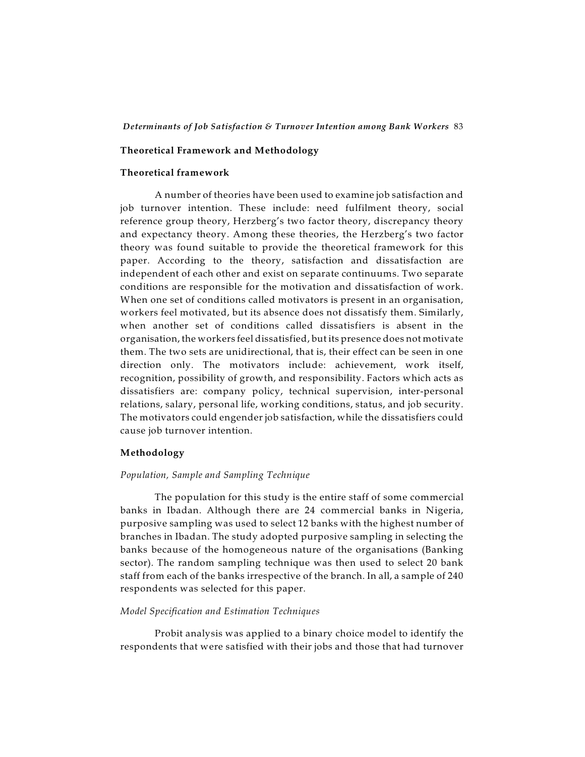## Theoretical Framework and Methodology

### Theoretical framework

A number of theories have been used to examine job satisfaction and job turnover intention. These include: need fulfilment theory, social reference group theory, Herzberg's two factor theory, discrepancy theory and expectancy theory. Among these theories, the Herzberg's two factor theory was found suitable to provide the theoretical framework for this paper. According to the theory, satisfaction and dissatisfaction are independent of each other and exist on separate continuums. Two separate conditions are responsible for the motivation and dissatisfaction of work. When one set of conditions called motivators is present in an organisation, workers feel motivated, but its absence does not dissatisfy them. Similarly, when another set of conditions called dissatisfiers is absent in the organisation, the workers feel dissatisfied, but its presence does not motivate them. The two sets are unidirectional, that is, their effect can be seen in one direction only. The motivators include: achievement, work itself, recognition, possibility of growth, and responsibility. Factors which acts as dissatisfiers are: company policy, technical supervision, inter-personal relations, salary, personal life, working conditions, status, and job security. The motivators could engender job satisfaction, while the dissatisfiers could cause job turnover intention.

### Methodology

*Population, Sample and Sampling Technique*

The population for this study is the entire staff of some commercial banks in Ibadan. Although there are 24 commercial banks in Nigeria, purposive sampling was used to select 12 banks with the highest number of branches in Ibadan. The study adopted purposive sampling in selecting the banks because of the homogeneous nature of the organisations (Banking sector). The random sampling technique was then used to select 20 bank staff from each of the banks irrespective of the branch. In all, a sample of 240 respondents was selected for this paper.

*Model Specification and Estimation Techniques*

Probit analysis was applied to a binary choice model to identify the respondents that were satisfied with their jobs and those that had turnover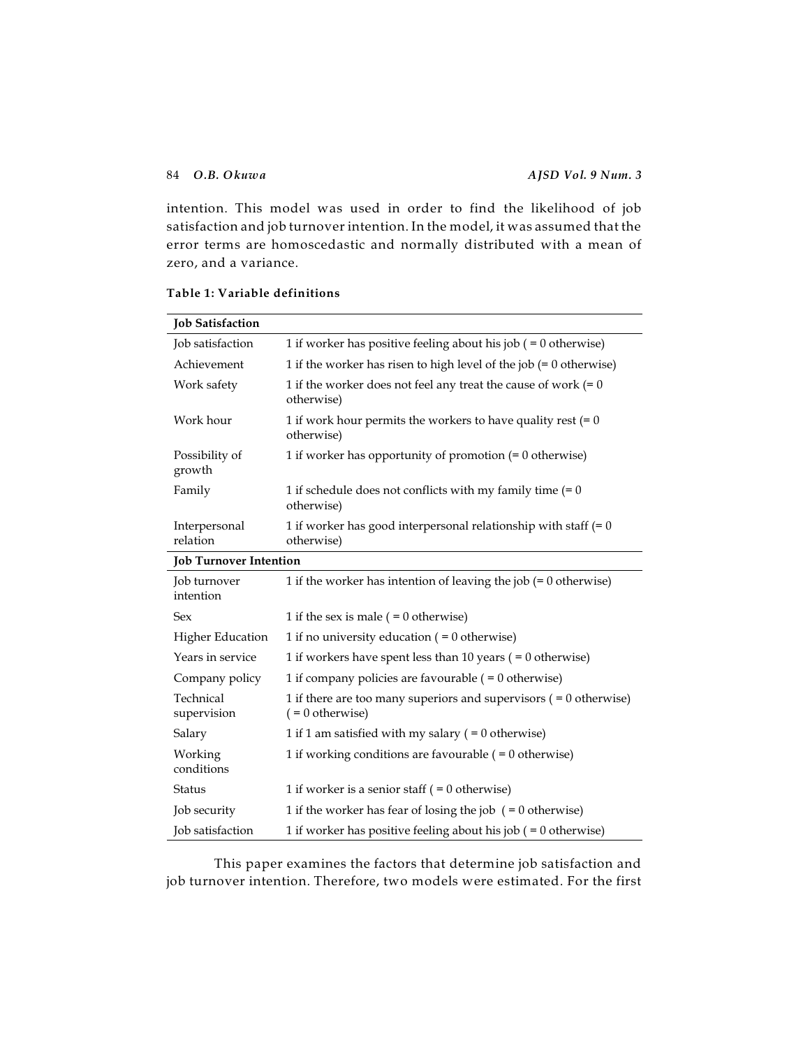intention. This model was used in order to find the likelihood of job satisfaction and job turnover intention. In the model, it was assumed that the error terms are homoscedastic and normally distributed with a mean of zero, and a variance.

**Table 1: Variable definitions**

| **Job Satisfaction** | |
|---|---|
| Job satisfaction | 1 if worker has positive feeling about his job ( = 0 otherwise) |
| Achievement | 1 if the worker has risen to high level of the job (= 0 otherwise) |
| Work safety | 1 if the worker does not feel any treat the cause of work (= 0 otherwise) |
| Work hour | 1 if work hour permits the workers to have quality rest (= 0 otherwise) |
| Possibility of growth | 1 if worker has opportunity of promotion (= 0 otherwise) |
| Family | 1 if schedule does not conflicts with my family time (= 0 otherwise) |
| Interpersonal relation | 1 if worker has good interpersonal relationship with staff (= 0 otherwise) |
| **Job Turnover Intention** | |
| Job turnover intention | 1 if the worker has intention of leaving the job (= 0 otherwise) |
| Sex | 1 if the sex is male ( = 0 otherwise) |
| Higher Education | 1 if no university education ( = 0 otherwise) |
| Years in service | 1 if workers have spent less than 10 years ( = 0 otherwise) |
| Company policy | 1 if company policies are favourable ( = 0 otherwise) |
| Technical supervision | 1 if there are too many superiors and supervisors ( = 0 otherwise) ( = 0 otherwise) |
| Salary | 1 if 1 am satisfied with my salary ( = 0 otherwise) |
| Working conditions | 1 if working conditions are favourable ( = 0 otherwise) |
| Status | 1 if worker is a senior staff ( = 0 otherwise) |
| Job security | 1 if the worker has fear of losing the job ( = 0 otherwise) |
| Job satisfaction | 1 if worker has positive feeling about his job ( = 0 otherwise) |

This paper examines the factors that determine job satisfaction and job turnover intention. Therefore, two models were estimated. For the first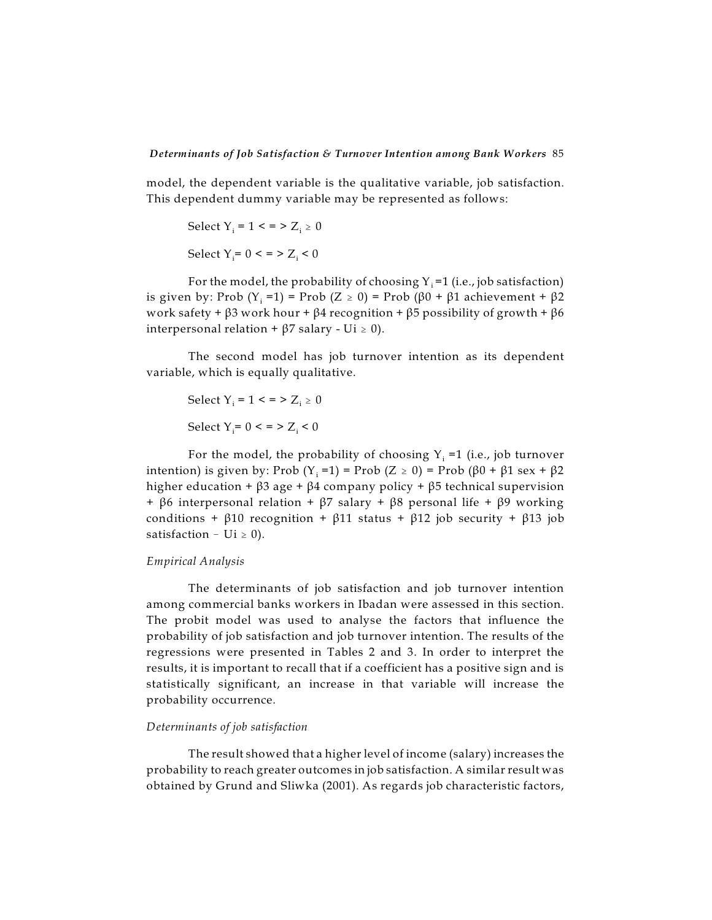model, the dependent variable is the qualitative variable, job satisfaction. This dependent dummy variable may be represented as follows:

Select $Y_i = 1 <=> Z_i \geq 0$

Select $Y_i = 0 <=> Z_i < 0$

For the model, the probability of choosing $Y_i = 1$ (i.e., job satisfaction) is given by: Prob ($Y_i = 1$) = Prob ($Z \geq 0$) = Prob ($\beta0$ + $\beta1$ achievement + $\beta2$ work safety + $\beta3$ work hour + $\beta4$ recognition + $\beta5$ possibility of growth + $\beta6$ interpersonal relation + $\beta7$ salary - Ui $\geq$ 0).

The second model has job turnover intention as its dependent variable, which is equally qualitative.

Select $Y_i = 1 <=> Z_i \geq 0$

Select $Y_i = 0 <=> Z_i < 0$

For the model, the probability of choosing $Y_i = 1$ (i.e., job turnover intention) is given by: Prob ($Y_i = 1$) = Prob ($Z \geq 0$) = Prob ($\beta0$ + $\beta1$ sex + $\beta2$ higher education + $\beta3$ age + $\beta4$ company policy + $\beta5$ technical supervision + $\beta6$ interpersonal relation + $\beta7$ salary + $\beta8$ personal life + $\beta9$ working conditions + $\beta10$ recognition + $\beta11$ status + $\beta12$ job security + $\beta13$ job satisfaction – Ui $\geq$ 0).

*Empirical Analysis*

The determinants of job satisfaction and job turnover intention among commercial banks workers in Ibadan were assessed in this section. The probit model was used to analyse the factors that influence the probability of job satisfaction and job turnover intention. The results of the regressions were presented in Tables 2 and 3. In order to interpret the results, it is important to recall that if a coefficient has a positive sign and is statistically significant, an increase in that variable will increase the probability occurrence.

*Determinants of job satisfaction*

The result showed that a higher level of income (salary) increases the probability to reach greater outcomes in job satisfaction. A similar result was obtained by Grund and Sliwka (2001). As regards job characteristic factors,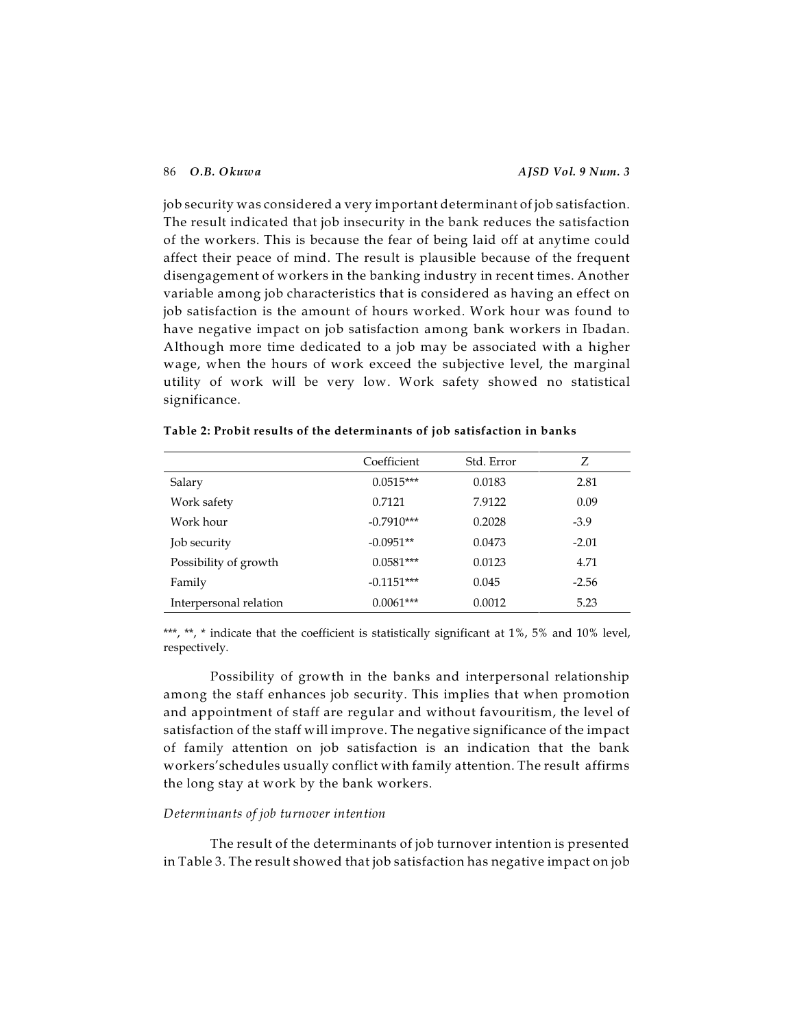job security was considered a very important determinant of job satisfaction. The result indicated that job insecurity in the bank reduces the satisfaction of the workers. This is because the fear of being laid off at anytime could affect their peace of mind. The result is plausible because of the frequent disengagement of workers in the banking industry in recent times. Another variable among job characteristics that is considered as having an effect on job satisfaction is the amount of hours worked. Work hour was found to have negative impact on job satisfaction among bank workers in Ibadan. Although more time dedicated to a job may be associated with a higher wage, when the hours of work exceed the subjective level, the marginal utility of work will be very low. Work safety showed no statistical significance.

**Table 2: Probit results of the determinants of job satisfaction in banks**

| | Coefficient | Std. Error | Z |
|---|---|---|---|
| Salary | 0.0515*** | 0.0183 | 2.81 |
| Work safety | 0.7121 | 7.9122 | 0.09 |
| Work hour | -0.7910*** | 0.2028 | -3.9 |
| Job security | -0.0951** | 0.0473 | -2.01 |
| Possibility of growth | 0.0581*** | 0.0123 | 4.71 |
| Family | -0.1151*** | 0.045 | -2.56 |
| Interpersonal relation | 0.0061*** | 0.0012 | 5.23 |

***, **, * indicate that the coefficient is statistically significant at 1%, 5% and 10% level, respectively.

Possibility of growth in the banks and interpersonal relationship among the staff enhances job security. This implies that when promotion and appointment of staff are regular and without favouritism, the level of satisfaction of the staff will improve. The negative significance of the impact of family attention on job satisfaction is an indication that the bank workers'schedules usually conflict with family attention. The result affirms the long stay at work by the bank workers.

*Determinants of job turnover intention*

The result of the determinants of job turnover intention is presented in Table 3. The result showed that job satisfaction has negative impact on job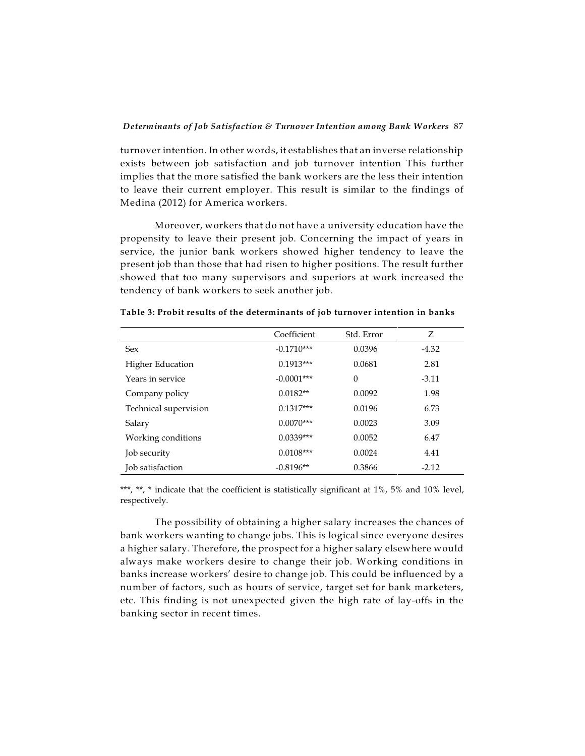turnover intention. In other words, it establishes that an inverse relationship exists between job satisfaction and job turnover intention This further implies that the more satisfied the bank workers are the less their intention to leave their current employer. This result is similar to the findings of Medina (2012) for America workers.

Moreover, workers that do not have a university education have the propensity to leave their present job. Concerning the impact of years in service, the junior bank workers showed higher tendency to leave the present job than those that had risen to higher positions. The result further showed that too many supervisors and superiors at work increased the tendency of bank workers to seek another job.

**Table 3: Probit results of the determinants of job turnover intention in banks**

| | Coefficient | Std. Error | Z |
|---|---|---|---|
| Sex | -0.1710*** | 0.0396 | -4.32 |
| Higher Education | 0.1913*** | 0.0681 | 2.81 |
| Years in service | -0.0001*** | 0 | -3.11 |
| Company policy | 0.0182** | 0.0092 | 1.98 |
| Technical supervision | 0.1317*** | 0.0196 | 6.73 |
| Salary | 0.0070*** | 0.0023 | 3.09 |
| Working conditions | 0.0339*** | 0.0052 | 6.47 |
| Job security | 0.0108*** | 0.0024 | 4.41 |
| Job satisfaction | -0.8196** | 0.3866 | -2.12 |

***, **, * indicate that the coefficient is statistically significant at 1%, 5% and 10% level, respectively.

The possibility of obtaining a higher salary increases the chances of bank workers wanting to change jobs. This is logical since everyone desires a higher salary. Therefore, the prospect for a higher salary elsewhere would always make workers desire to change their job. Working conditions in banks increase workers' desire to change job. This could be influenced by a number of factors, such as hours of service, target set for bank marketers, etc. This finding is not unexpected given the high rate of lay-offs in the banking sector in recent times.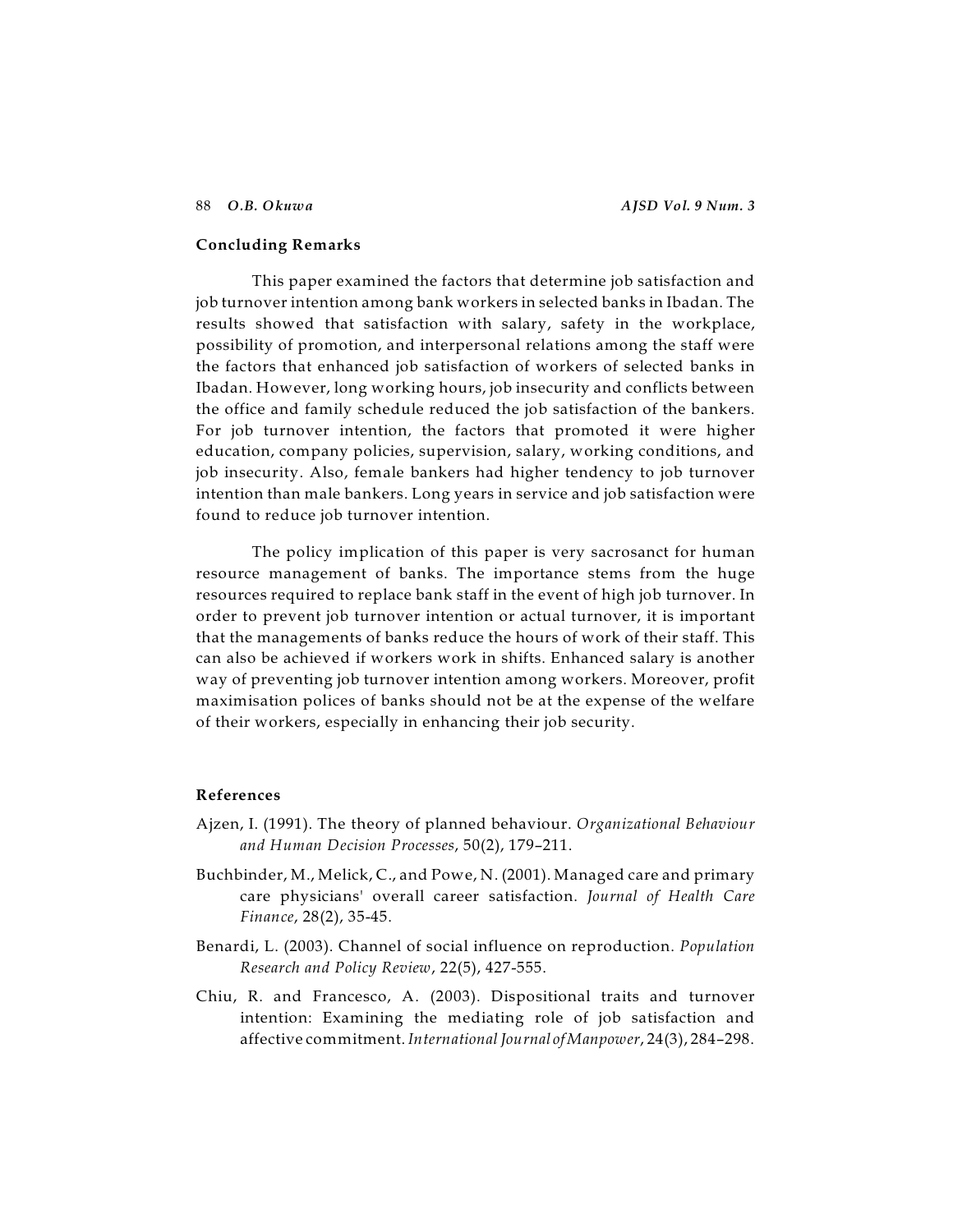## Concluding Remarks

This paper examined the factors that determine job satisfaction and job turnover intention among bank workers in selected banks in Ibadan. The results showed that satisfaction with salary, safety in the workplace, possibility of promotion, and interpersonal relations among the staff were the factors that enhanced job satisfaction of workers of selected banks in Ibadan. However, long working hours, job insecurity and conflicts between the office and family schedule reduced the job satisfaction of the bankers. For job turnover intention, the factors that promoted it were higher education, company policies, supervision, salary, working conditions, and job insecurity. Also, female bankers had higher tendency to job turnover intention than male bankers. Long years in service and job satisfaction were found to reduce job turnover intention.

The policy implication of this paper is very sacrosanct for human resource management of banks. The importance stems from the huge resources required to replace bank staff in the event of high job turnover. In order to prevent job turnover intention or actual turnover, it is important that the managements of banks reduce the hours of work of their staff. This can also be achieved if workers work in shifts. Enhanced salary is another way of preventing job turnover intention among workers. Moreover, profit maximisation polices of banks should not be at the expense of the welfare of their workers, especially in enhancing their job security.

## References

Ajzen, I. (1991). The theory of planned behaviour. *Organizational Behaviour and Human Decision Processes*, 50(2), 179–211.

Buchbinder, M., Melick, C., and Powe, N. (2001). Managed care and primary care physicians' overall career satisfaction. *Journal of Health Care Finance*, 28(2), 35-45.

Benardi, L. (2003). Channel of social influence on reproduction. *Population Research and Policy Review*, 22(5), 427-555.

Chiu, R. and Francesco, A. (2003). Dispositional traits and turnover intention: Examining the mediating role of job satisfaction and affective commitment. *International Journal of Manpower*, 24(3), 284–298.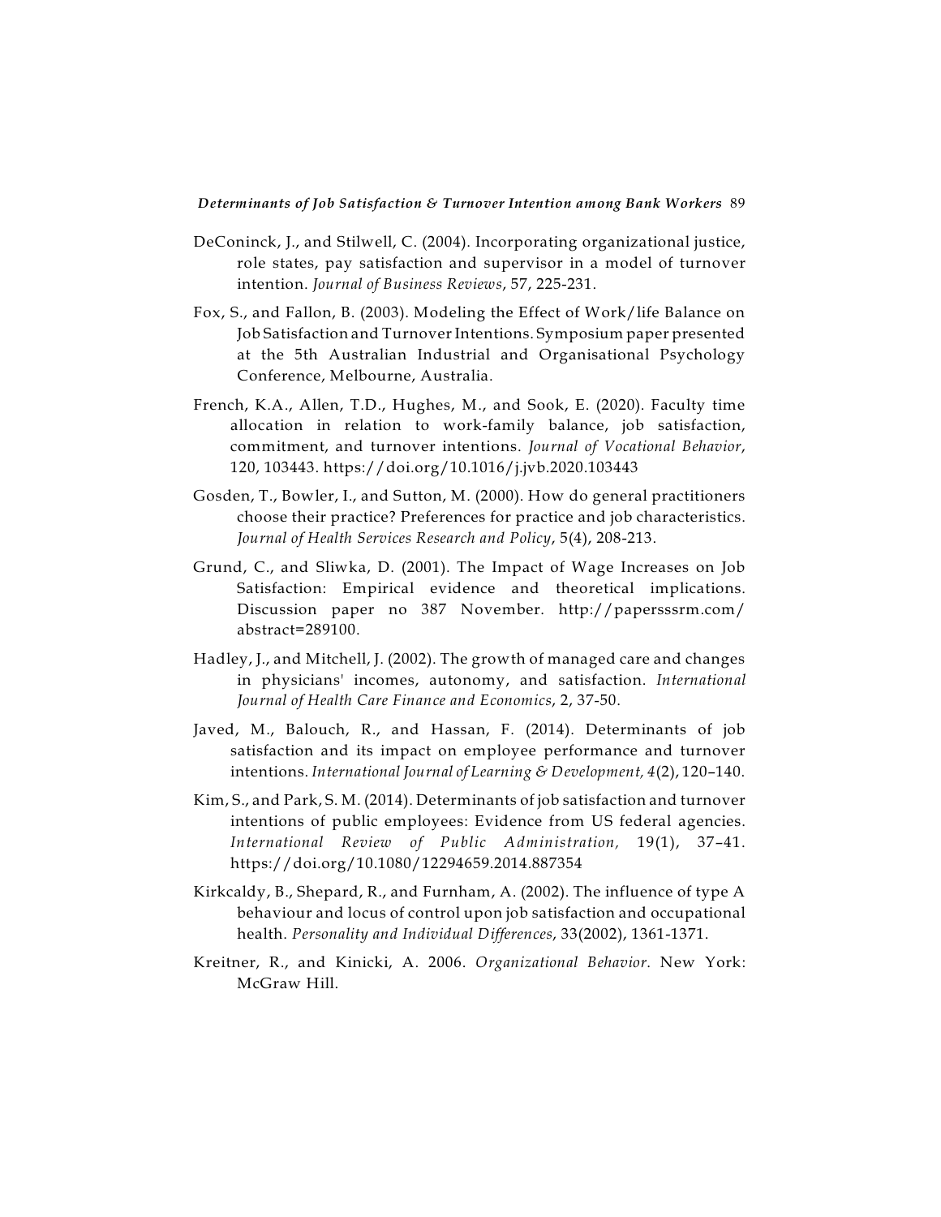DeConinck, J., and Stilwell, C. (2004). Incorporating organizational justice, role states, pay satisfaction and supervisor in a model of turnover intention. *Journal of Business Reviews*, 57, 225-231.

Fox, S., and Fallon, B. (2003). Modeling the Effect of Work/life Balance on Job Satisfaction and Turnover Intentions. Symposium paper presented at the 5th Australian Industrial and Organisational Psychology Conference, Melbourne, Australia.

French, K.A., Allen, T.D., Hughes, M., and Sook, E. (2020). Faculty time allocation in relation to work-family balance, job satisfaction, commitment, and turnover intentions. *Journal of Vocational Behavior*, 120, 103443. https://doi.org/10.1016/j.jvb.2020.103443

Gosden, T., Bowler, I., and Sutton, M. (2000). How do general practitioners choose their practice? Preferences for practice and job characteristics. *Journal of Health Services Research and Policy*, 5(4), 208-213.

Grund, C., and Sliwka, D. (2001). The Impact of Wage Increases on Job Satisfaction: Empirical evidence and theoretical implications. Discussion paper no 387 November. http://papersssrm.com/abstract=289100.

Hadley, J., and Mitchell, J. (2002). The growth of managed care and changes in physicians' incomes, autonomy, and satisfaction. *International Journal of Health Care Finance and Economics*, 2, 37-50.

Javed, M., Balouch, R., and Hassan, F. (2014). Determinants of job satisfaction and its impact on employee performance and turnover intentions. *International Journal of Learning & Development, 4*(2), 120–140.

Kim, S., and Park, S. M. (2014). Determinants of job satisfaction and turnover intentions of public employees: Evidence from US federal agencies. *International Review of Public Administration,* 19(1), 37–41. https://doi.org/10.1080/12294659.2014.887354

Kirkcaldy, B., Shepard, R., and Furnham, A. (2002). The influence of type A behaviour and locus of control upon job satisfaction and occupational health. *Personality and Individual Differences*, 33(2002), 1361-1371.

Kreitner, R., and Kinicki, A. 2006. *Organizational Behavior*. New York: McGraw Hill.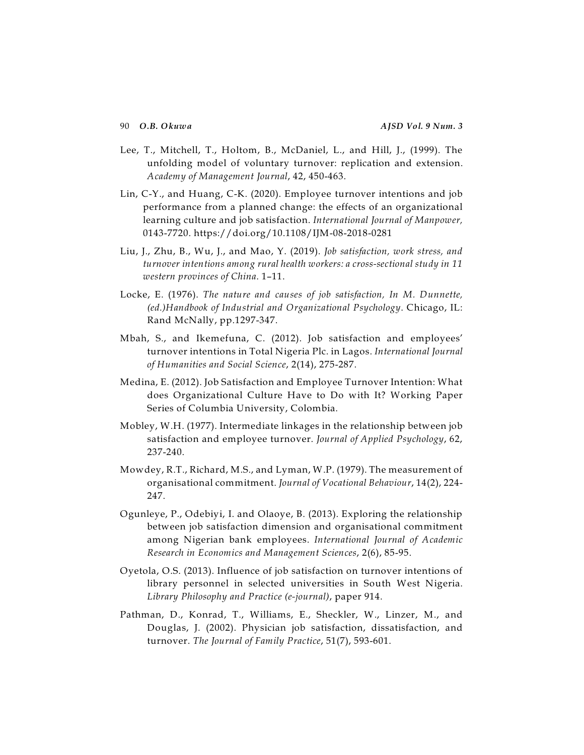Lee, T., Mitchell, T., Holtom, B., McDaniel, L., and Hill, J., (1999). The unfolding model of voluntary turnover: replication and extension. *Academy of Management Journal*, 42, 450-463.

Lin, C-Y., and Huang, C-K. (2020). Employee turnover intentions and job performance from a planned change: the effects of an organizational learning culture and job satisfaction. *International Journal of Manpower,* 0143-7720. https://doi.org/10.1108/IJM-08-2018-0281

Liu, J., Zhu, B., Wu, J., and Mao, Y. (2019). *Job satisfaction, work stress, and turnover intentions among rural health workers: a cross-sectional study in 11 western provinces of China.* 1–11.

Locke, E. (1976). *The nature and causes of job satisfaction, In M. Dunnette, (ed.)Handbook of Industrial and Organizational Psychology*. Chicago, IL: Rand McNally, pp.1297-347.

Mbah, S., and Ikemefuna, C. (2012). Job satisfaction and employees' turnover intentions in Total Nigeria Plc. in Lagos. *International Journal of Humanities and Social Science*, 2(14), 275-287.

Medina, E. (2012). Job Satisfaction and Employee Turnover Intention: What does Organizational Culture Have to Do with It? Working Paper Series of Columbia University, Colombia.

Mobley, W.H. (1977). Intermediate linkages in the relationship between job satisfaction and employee turnover. *Journal of Applied Psychology*, 62, 237-240.

Mowdey, R.T., Richard, M.S., and Lyman, W.P. (1979). The measurement of organisational commitment. *Journal of Vocational Behaviour*, 14(2), 224-247.

Ogunleye, P., Odebiyi, I. and Olaoye, B. (2013). Exploring the relationship between job satisfaction dimension and organisational commitment among Nigerian bank employees. *International Journal of Academic Research in Economics and Management Sciences*, 2(6), 85-95.

Oyetola, O.S. (2013). Influence of job satisfaction on turnover intentions of library personnel in selected universities in South West Nigeria. *Library Philosophy and Practice (e-journal)*, paper 914.

Pathman, D., Konrad, T., Williams, E., Sheckler, W., Linzer, M., and Douglas, J. (2002). Physician job satisfaction, dissatisfaction, and turnover. *The Journal of Family Practice*, 51(7), 593-601.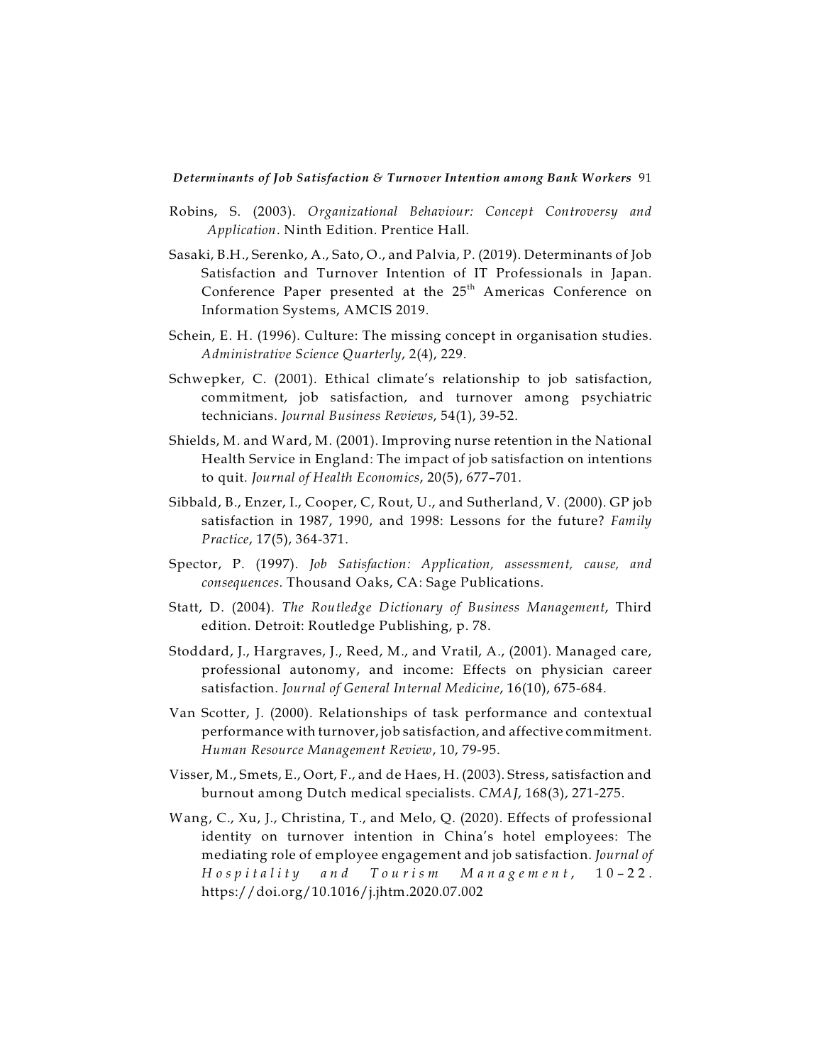Robins, S. (2003). *Organizational Behaviour: Concept Controversy and Application*. Ninth Edition. Prentice Hall.

Sasaki, B.H., Serenko, A., Sato, O., and Palvia, P. (2019). Determinants of Job Satisfaction and Turnover Intention of IT Professionals in Japan. Conference Paper presented at the 25th Americas Conference on Information Systems, AMCIS 2019.

Schein, E. H. (1996). Culture: The missing concept in organisation studies. *Administrative Science Quarterly*, 2(4), 229.

Schwepker, C. (2001). Ethical climate's relationship to job satisfaction, commitment, job satisfaction, and turnover among psychiatric technicians. *Journal Business Reviews*, 54(1), 39-52.

Shields, M. and Ward, M. (2001). Improving nurse retention in the National Health Service in England: The impact of job satisfaction on intentions to quit. *Journal of Health Economics*, 20(5), 677–701.

Sibbald, B., Enzer, I., Cooper, C, Rout, U., and Sutherland, V. (2000). GP job satisfaction in 1987, 1990, and 1998: Lessons for the future? *Family Practice*, 17(5), 364-371.

Spector, P. (1997). *Job Satisfaction: Application, assessment, cause, and consequences*. Thousand Oaks, CA: Sage Publications.

Statt, D. (2004). *The Routledge Dictionary of Business Management*, Third edition. Detroit: Routledge Publishing, p. 78.

Stoddard, J., Hargraves, J., Reed, M., and Vratil, A., (2001). Managed care, professional autonomy, and income: Effects on physician career satisfaction. *Journal of General Internal Medicine*, 16(10), 675-684.

Van Scotter, J. (2000). Relationships of task performance and contextual performance with turnover, job satisfaction, and affective commitment. *Human Resource Management Review*, 10, 79-95.

Visser, M., Smets, E., Oort, F., and de Haes, H. (2003). Stress, satisfaction and burnout among Dutch medical specialists. *CMAJ*, 168(3), 271-275.

Wang, C., Xu, J., Christina, T., and Melo, Q. (2020). Effects of professional identity on turnover intention in China's hotel employees: The mediating role of employee engagement and job satisfaction. *Journal of Hospitality and Tourism Management*, 10–22. https://doi.org/10.1016/j.jhtm.2020.07.002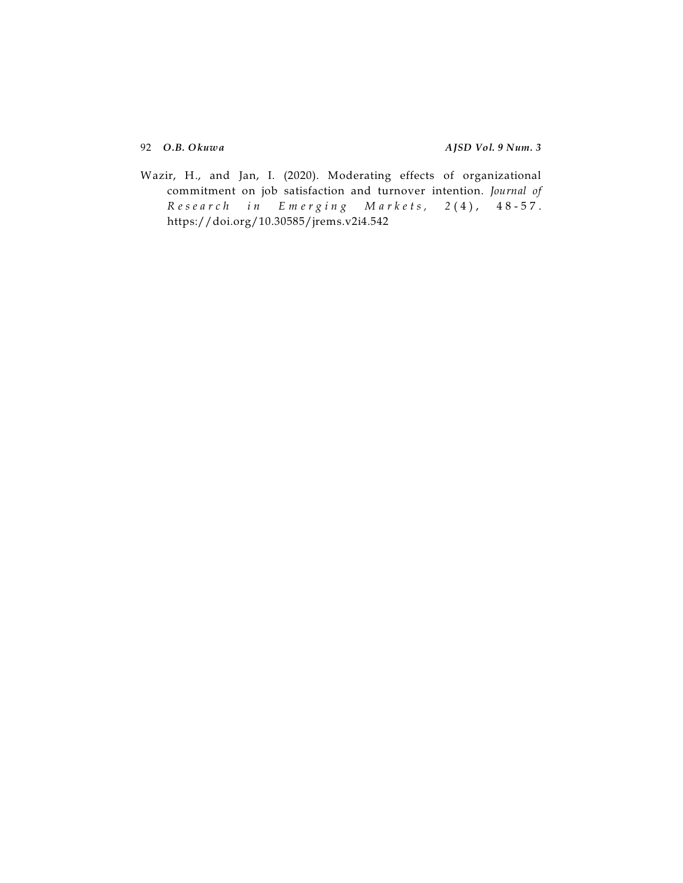Wazir, H., and Jan, I. (2020). Moderating effects of organizational commitment on job satisfaction and turnover intention. *Journal of Research in Emerging Markets, 2*(4), 48-57. https://doi.org/10.30585/jrems.v2i4.542